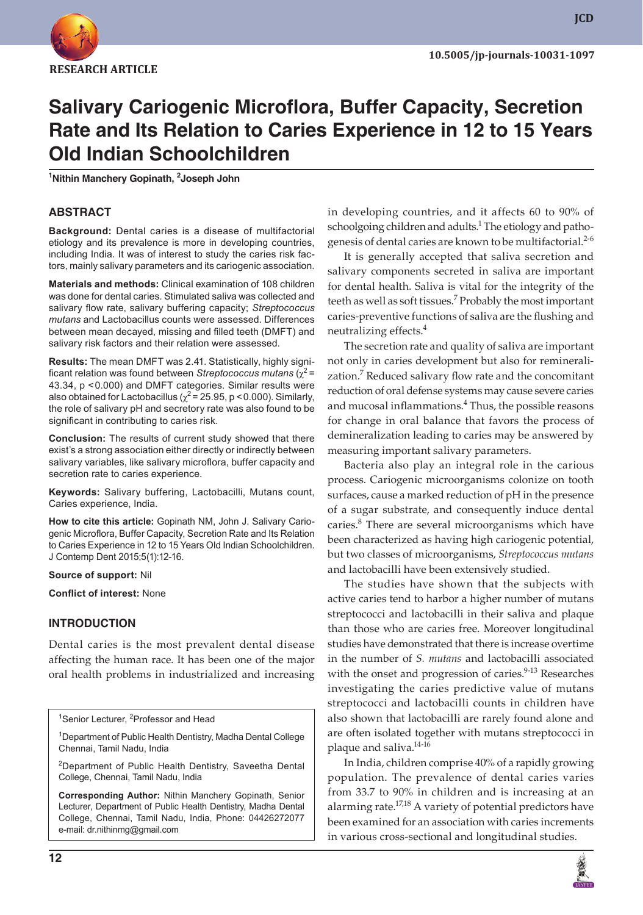RESEARCH ARTICLE

# Salivary Cariogenic Microflora, Buffer Capacity, Secretion Rate and Its Relation to Caries Experience in 12 to 15 Years Old Indian Schoolchildren

[1]Nithin Manchery Gopinath, [2]Joseph John

## ABSTRACT

**Background:** Dental caries is a disease of multifactorial etiology and its prevalence is more in developing countries, including India. It was of interest to study the caries risk factors, mainly salivary parameters and its cariogenic association.

**Materials and methods:** Clinical examination of 108 children was done for dental caries. Stimulated saliva was collected and salivary flow rate, salivary buffering capacity; *Streptococcus mutans* and Lactobacillus counts were assessed. Differences between mean decayed, missing and filled teeth (DMFT) and salivary risk factors and their relation were assessed.

**Results:** The mean DMFT was 2.41. Statistically, highly significant relation was found between *Streptococcus mutans* ($\chi^2$ = 43.34, $p < 0.000$) and DMFT categories. Similar results were also obtained for Lactobacillus ($\chi^2$ = 25.95, $p < 0.000$). Similarly, the role of salivary pH and secretory rate was also found to be significant in contributing to caries risk.

**Conclusion:** The results of current study showed that there exist's a strong association either directly or indirectly between salivary variables, like salivary microflora, buffer capacity and secretion rate to caries experience.

**Keywords:** Salivary buffering, Lactobacilli, Mutans count, Caries experience, India.

**How to cite this article:** Gopinath NM, John J. Salivary Cariogenic Microflora, Buffer Capacity, Secretion Rate and Its Relation to Caries Experience in 12 to 15 Years Old Indian Schoolchildren. J Contemp Dent 2015;5(1):12-16.

**Source of support:** Nil

**Conflict of interest:** None

## INTRODUCTION

Dental caries is the most prevalent dental disease affecting the human race. It has been one of the major oral health problems in industrialized and increasing in developing countries, and it affects 60 to 90% of schoolgoing children and adults.[1] The etiology and pathogenesis of dental caries are known to be multifactorial.[2-6]

It is generally accepted that saliva secretion and salivary components secreted in saliva are important for dental health. Saliva is vital for the integrity of the teeth as well as soft tissues.[7] Probably the most important caries-preventive functions of saliva are the flushing and neutralizing effects.[4]

The secretion rate and quality of saliva are important not only in caries development but also for remineralization.[7] Reduced salivary flow rate and the concomitant reduction of oral defense systems may cause severe caries and mucosal inflammations.[4] Thus, the possible reasons for change in oral balance that favors the process of demineralization leading to caries may be answered by measuring important salivary parameters.

Bacteria also play an integral role in the carious process. Cariogenic microorganisms colonize on tooth surfaces, cause a marked reduction of pH in the presence of a sugar substrate, and consequently induce dental caries.[8] There are several microorganisms which have been characterized as having high cariogenic potential, but two classes of microorganisms, *Streptococcus mutans* and lactobacilli have been extensively studied.

The studies have shown that the subjects with active caries tend to harbor a higher number of mutans streptococci and lactobacilli in their saliva and plaque than those who are caries free. Moreover longitudinal studies have demonstrated that there is increase overtime in the number of *S. mutans* and lactobacilli associated with the onset and progression of caries.[9-13] Researches investigating the caries predictive value of mutans streptococci and lactobacilli counts in children have also shown that lactobacilli are rarely found alone and are often isolated together with mutans streptococci in plaque and saliva.[14-16]

In India, children comprise 40% of a rapidly growing population. The prevalence of dental caries varies from 33.7 to 90% in children and is increasing at an alarming rate.[17,18] A variety of potential predictors have been examined for an association with caries increments in various cross-sectional and longitudinal studies.

---

[1]Senior Lecturer, [2]Professor and Head

[1]Department of Public Health Dentistry, Madha Dental College Chennai, Tamil Nadu, India

[2]Department of Public Health Dentistry, Saveetha Dental College, Chennai, Tamil Nadu, India

**Corresponding Author:** Nithin Manchery Gopinath, Senior Lecturer, Department of Public Health Dentistry, Madha Dental College, Chennai, Tamil Nadu, India, Phone: 04426272077 e-mail: dr.nithinmg@gmail.com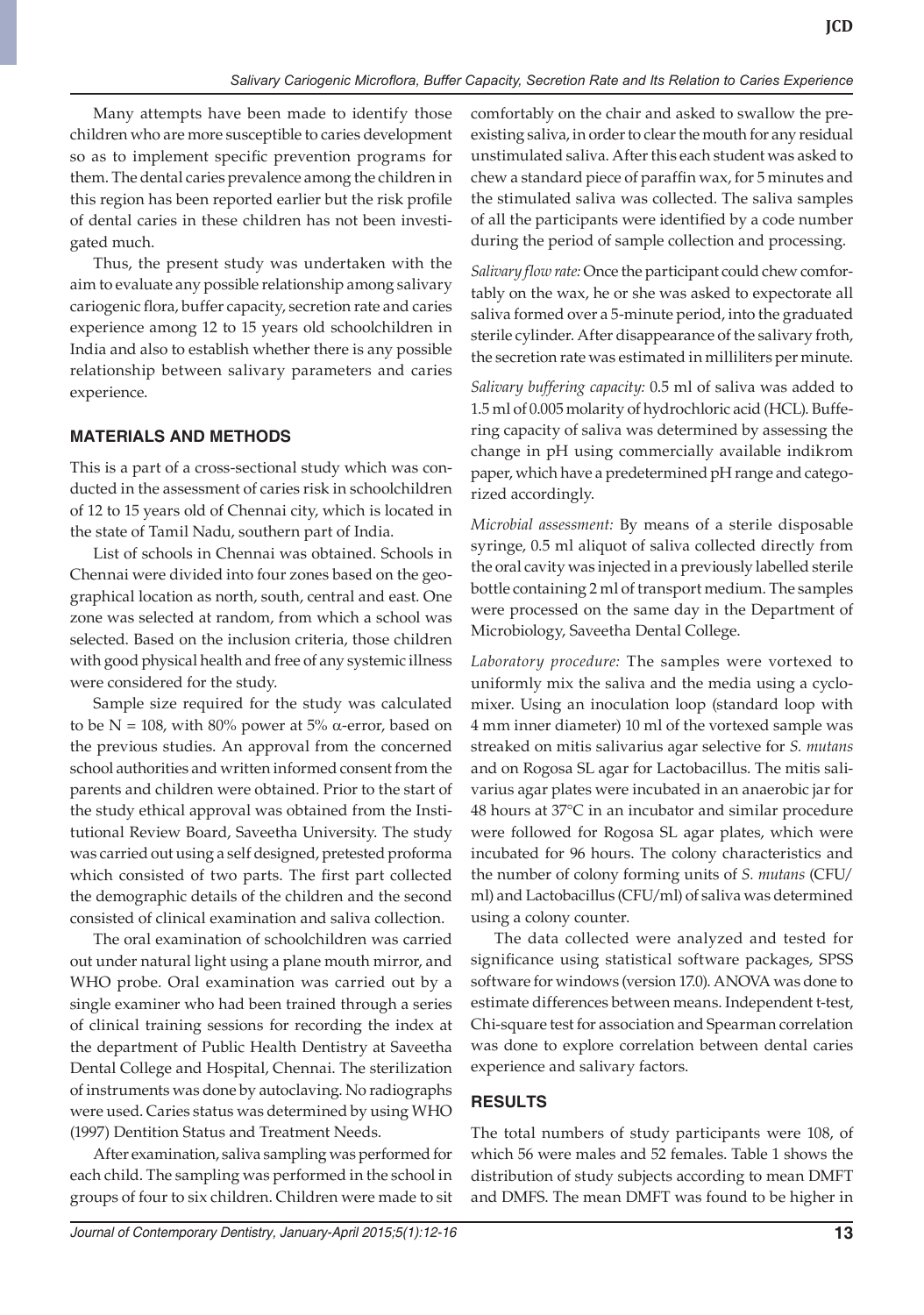Many attempts have been made to identify those children who are more susceptible to caries development so as to implement specific prevention programs for them. The dental caries prevalence among the children in this region has been reported earlier but the risk profile of dental caries in these children has not been investigated much.

Thus, the present study was undertaken with the aim to evaluate any possible relationship among salivary cariogenic flora, buffer capacity, secretion rate and caries experience among 12 to 15 years old schoolchildren in India and also to establish whether there is any possible relationship between salivary parameters and caries experience.

## MATERIALS AND METHODS

This is a part of a cross-sectional study which was conducted in the assessment of caries risk in schoolchildren of 12 to 15 years old of Chennai city, which is located in the state of Tamil Nadu, southern part of India.

List of schools in Chennai was obtained. Schools in Chennai were divided into four zones based on the geographical location as north, south, central and east. One zone was selected at random, from which a school was selected. Based on the inclusion criteria, those children with good physical health and free of any systemic illness were considered for the study.

Sample size required for the study was calculated to be N = 108, with 80% power at 5% α-error, based on the previous studies. An approval from the concerned school authorities and written informed consent from the parents and children were obtained. Prior to the start of the study ethical approval was obtained from the Institutional Review Board, Saveetha University. The study was carried out using a self designed, pretested proforma which consisted of two parts. The first part collected the demographic details of the children and the second consisted of clinical examination and saliva collection.

The oral examination of schoolchildren was carried out under natural light using a plane mouth mirror, and WHO probe. Oral examination was carried out by a single examiner who had been trained through a series of clinical training sessions for recording the index at the department of Public Health Dentistry at Saveetha Dental College and Hospital, Chennai. The sterilization of instruments was done by autoclaving. No radiographs were used. Caries status was determined by using WHO (1997) Dentition Status and Treatment Needs.

After examination, saliva sampling was performed for each child. The sampling was performed in the school in groups of four to six children. Children were made to sit comfortably on the chair and asked to swallow the preexisting saliva, in order to clear the mouth for any residual unstimulated saliva. After this each student was asked to chew a standard piece of paraffin wax, for 5 minutes and the stimulated saliva was collected. The saliva samples of all the participants were identified by a code number during the period of sample collection and processing.

*Salivary flow rate:* Once the participant could chew comfortably on the wax, he or she was asked to expectorate all saliva formed over a 5-minute period, into the graduated sterile cylinder. After disappearance of the salivary froth, the secretion rate was estimated in milliliters per minute.

*Salivary buffering capacity:* 0.5 ml of saliva was added to 1.5 ml of 0.005 molarity of hydrochloric acid (HCL). Buffering capacity of saliva was determined by assessing the change in pH using commercially available indikrom paper, which have a predetermined pH range and categorized accordingly.

*Microbial assessment:* By means of a sterile disposable syringe, 0.5 ml aliquot of saliva collected directly from the oral cavity was injected in a previously labelled sterile bottle containing 2 ml of transport medium. The samples were processed on the same day in the Department of Microbiology, Saveetha Dental College.

*Laboratory procedure:* The samples were vortexed to uniformly mix the saliva and the media using a cyclomixer. Using an inoculation loop (standard loop with 4 mm inner diameter) 10 ml of the vortexed sample was streaked on mitis salivarius agar selective for *S. mutans* and on Rogosa SL agar for Lactobacillus. The mitis salivarius agar plates were incubated in an anaerobic jar for 48 hours at 37°C in an incubator and similar procedure were followed for Rogosa SL agar plates, which were incubated for 96 hours. The colony characteristics and the number of colony forming units of *S. mutans* (CFU/ml) and Lactobacillus (CFU/ml) of saliva was determined using a colony counter.

The data collected were analyzed and tested for significance using statistical software packages, SPSS software for windows (version 17.0). ANOVA was done to estimate differences between means. Independent t-test, Chi-square test for association and Spearman correlation was done to explore correlation between dental caries experience and salivary factors.

## RESULTS

The total numbers of study participants were 108, of which 56 were males and 52 females. Table 1 shows the distribution of study subjects according to mean DMFT and DMFS. The mean DMFT was found to be higher in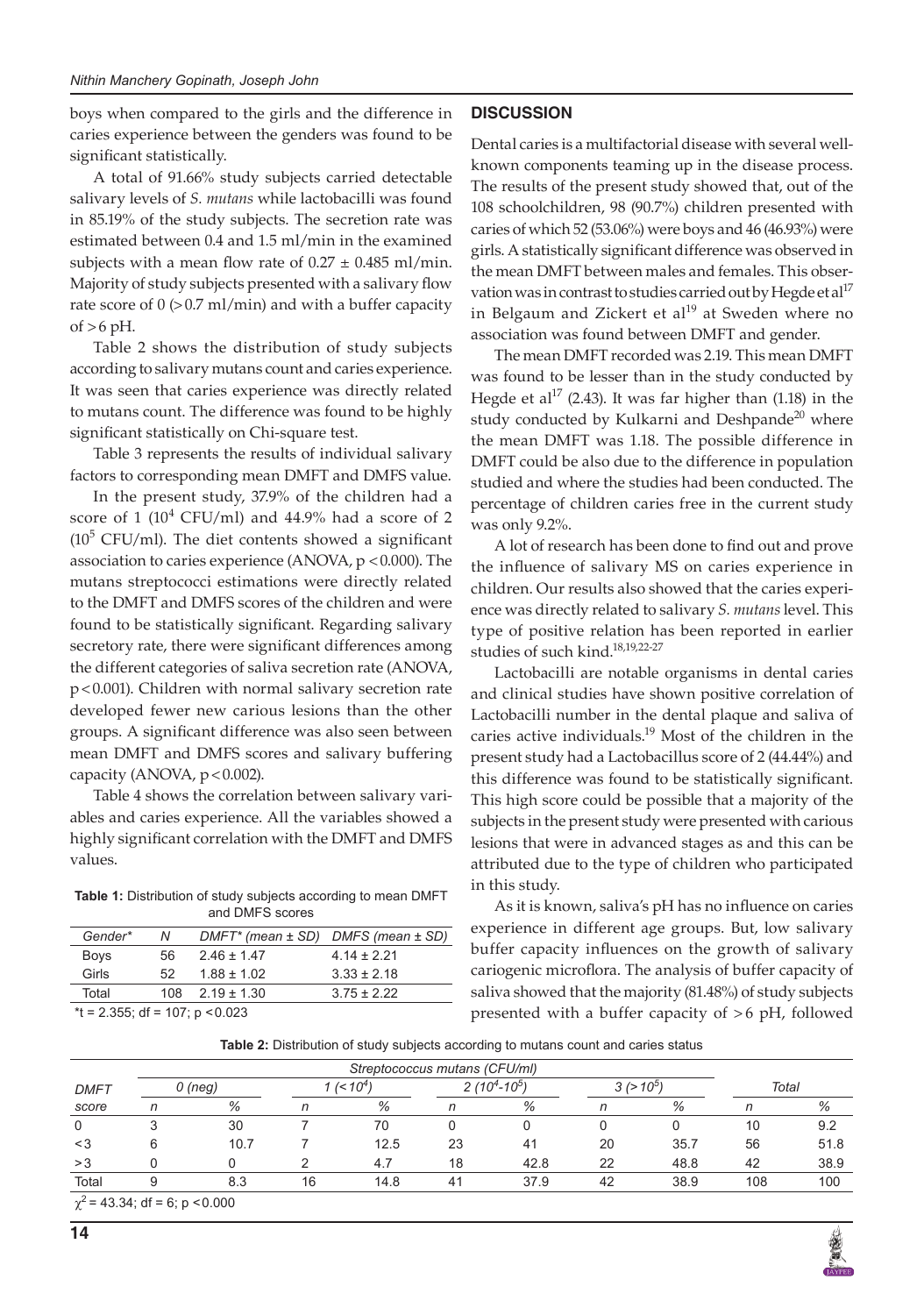boys when compared to the girls and the difference in caries experience between the genders was found to be significant statistically.

A total of 91.66% study subjects carried detectable salivary levels of *S. mutans* while lactobacilli was found in 85.19% of the study subjects. The secretion rate was estimated between 0.4 and 1.5 ml/min in the examined subjects with a mean flow rate of 0.27 ± 0.485 ml/min. Majority of study subjects presented with a salivary flow rate score of 0 (>0.7 ml/min) and with a buffer capacity of >6 pH.

Table 2 shows the distribution of study subjects according to salivary mutans count and caries experience. It was seen that caries experience was directly related to mutans count. The difference was found to be highly significant statistically on Chi-square test.

Table 3 represents the results of individual salivary factors to corresponding mean DMFT and DMFS value.

In the present study, 37.9% of the children had a score of 1 ($10^4$ CFU/ml) and 44.9% had a score of 2 ($10^5$ CFU/ml). The diet contents showed a significant association to caries experience (ANOVA, $p < 0.000$). The mutans streptococci estimations were directly related to the DMFT and DMFS scores of the children and were found to be statistically significant. Regarding salivary secretory rate, there were significant differences among the different categories of saliva secretion rate (ANOVA, $p < 0.001$). Children with normal salivary secretion rate developed fewer new carious lesions than the other groups. A significant difference was also seen between mean DMFT and DMFS scores and salivary buffering capacity (ANOVA, $p < 0.002$).

Table 4 shows the correlation between salivary variables and caries experience. All the variables showed a highly significant correlation with the DMFT and DMFS values.

**Table 1:** Distribution of study subjects according to mean DMFT and DMFS scores

| Gender* | N | DMFT* (mean ± SD) | DMFS (mean ± SD) |
|---|---|---|---|
| Boys | 56 | 2.46 ± 1.47 | 4.14 ± 2.21 |
| Girls | 52 | 1.88 ± 1.02 | 3.33 ± 2.18 |
| Total | 108 | 2.19 ± 1.30 | 3.75 ± 2.22 |

*t = 2.355; df = 107; $p < 0.023$

## DISCUSSION

Dental caries is a multifactorial disease with several well-known components teaming up in the disease process. The results of the present study showed that, out of the 108 schoolchildren, 98 (90.7%) children presented with caries of which 52 (53.06%) were boys and 46 (46.93%) were girls. A statistically significant difference was observed in the mean DMFT between males and females. This observation was in contrast to studies carried out by Hegde et al[17] in Belgaum and Zickert et al[19] at Sweden where no association was found between DMFT and gender.

The mean DMFT recorded was 2.19. This mean DMFT was found to be lesser than in the study conducted by Hegde et al[17] (2.43). It was far higher than (1.18) in the study conducted by Kulkarni and Deshpande[20] where the mean DMFT was 1.18. The possible difference in DMFT could be also due to the difference in population studied and where the studies had been conducted. The percentage of children caries free in the current study was only 9.2%.

A lot of research has been done to find out and prove the influence of salivary MS on caries experience in children. Our results also showed that the caries experience was directly related to salivary *S. mutans* level. This type of positive relation has been reported in earlier studies of such kind.[18,19,22-27]

Lactobacilli are notable organisms in dental caries and clinical studies have shown positive correlation of Lactobacilli number in the dental plaque and saliva of caries active individuals.[19] Most of the children in the present study had a Lactobacillus score of 2 (44.44%) and this difference was found to be statistically significant. This high score could be possible that a majority of the subjects in the present study were presented with carious lesions that were in advanced stages as and this can be attributed due to the type of children who participated in this study.

As it is known, saliva's pH has no influence on caries experience in different age groups. But, low salivary buffer capacity influences on the growth of salivary cariogenic microflora. The analysis of buffer capacity of saliva showed that the majority (81.48%) of study subjects presented with a buffer capacity of >6 pH, followed

**Table 2:** Distribution of study subjects according to mutans count and caries status

| DMFT score | Streptococcus mutans (CFU/ml) | | | | | | | | | |
|---|---|---|---|---|---|---|---|---|---|---|
| | 0 (neg) | | 1 (<$10^4$) | | 2 ($10^4$-$10^5$) | | 3 (>$10^5$) | | Total | |
| | n | % | n | % | n | % | n | % | n | % |
| 0 | 3 | 30 | 7 | 70 | 0 | 0 | 0 | 0 | 10 | 9.2 |
| <3 | 6 | 10.7 | 7 | 12.5 | 23 | 41 | 20 | 35.7 | 56 | 51.8 |
| >3 | 0 | 0 | 2 | 4.7 | 18 | 42.8 | 22 | 48.8 | 42 | 38.9 |
| Total | 9 | 8.3 | 16 | 14.8 | 41 | 37.9 | 42 | 38.9 | 108 | 100 |

$\chi^2 = 43.34$; df = 6; $p < 0.000$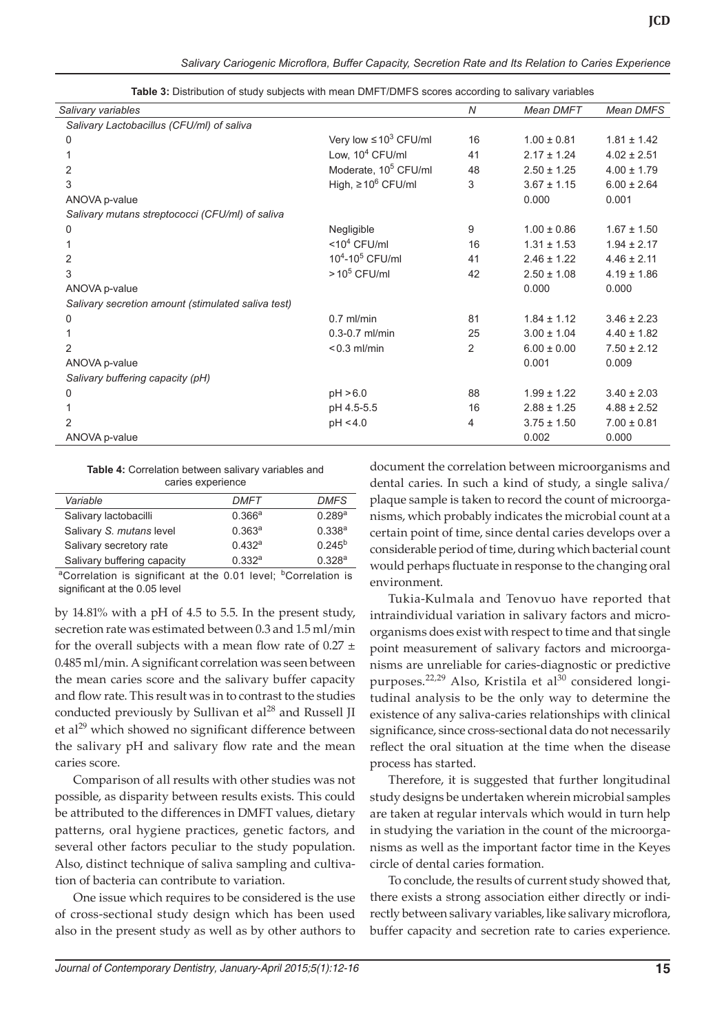**Table 3:** Distribution of study subjects with mean DMFT/DMFS scores according to salivary variables

| Salivary variables | | N | Mean DMFT | Mean DMFS |
|---|---|---|---|---|
| *Salivary Lactobacillus (CFU/ml) of saliva* | | | | |
| 0 | Very low $\leq 10^3$ CFU/ml | 16 | 1.00 ± 0.81 | 1.81 ± 1.42 |
| 1 | Low, $10^4$ CFU/ml | 41 | 2.17 ± 1.24 | 4.02 ± 2.51 |
| 2 | Moderate, $10^5$ CFU/ml | 48 | 2.50 ± 1.25 | 4.00 ± 1.79 |
| 3 | High, $\geq 10^6$ CFU/ml | 3 | 3.67 ± 1.15 | 6.00 ± 2.64 |
| ANOVA p-value | | | 0.000 | 0.001 |
| *Salivary mutans streptococci (CFU/ml) of saliva* | | | | |
| 0 | Negligible | 9 | 1.00 ± 0.86 | 1.67 ± 1.50 |
| 1 | $<10^4$ CFU/ml | 16 | 1.31 ± 1.53 | 1.94 ± 2.17 |
| 2 | $10^4$-$10^5$ CFU/ml | 41 | 2.46 ± 1.22 | 4.46 ± 2.11 |
| 3 | $>10^5$ CFU/ml | 42 | 2.50 ± 1.08 | 4.19 ± 1.86 |
| ANOVA p-value | | | 0.000 | 0.000 |
| *Salivary secretion amount (stimulated saliva test)* | | | | |
| 0 | 0.7 ml/min | 81 | 1.84 ± 1.12 | 3.46 ± 2.23 |
| 1 | 0.3-0.7 ml/min | 25 | 3.00 ± 1.04 | 4.40 ± 1.82 |
| 2 | <0.3 ml/min | 2 | 6.00 ± 0.00 | 7.50 ± 2.12 |
| ANOVA p-value | | | 0.001 | 0.009 |
| *Salivary buffering capacity (pH)* | | | | |
| 0 | pH >6.0 | 88 | 1.99 ± 1.22 | 3.40 ± 2.03 |
| 1 | pH 4.5-5.5 | 16 | 2.88 ± 1.25 | 4.88 ± 2.52 |
| 2 | pH <4.0 | 4 | 3.75 ± 1.50 | 7.00 ± 0.81 |
| ANOVA p-value | | | 0.002 | 0.000 |

**Table 4:** Correlation between salivary variables and caries experience

| Variable | DMFT | DMFS |
|---|---|---|
| Salivary lactobacilli | 0.366[a] | 0.289[a] |
| Salivary *S. mutans* level | 0.363[a] | 0.338[a] |
| Salivary secretory rate | 0.432[a] | 0.245[b] |
| Salivary buffering capacity | 0.332[a] | 0.328[a] |

[a]Correlation is significant at the 0.01 level; [b]Correlation is significant at the 0.05 level

by 14.81% with a pH of 4.5 to 5.5. In the present study, secretion rate was estimated between 0.3 and 1.5 ml/min for the overall subjects with a mean flow rate of 0.27 ± 0.485 ml/min. A significant correlation was seen between the mean caries score and the salivary buffer capacity and flow rate. This result was in to contrast to the studies conducted previously by Sullivan et al[28] and Russell JI et al[29] which showed no significant difference between the salivary pH and salivary flow rate and the mean caries score.

Comparison of all results with other studies was not possible, as disparity between results exists. This could be attributed to the differences in DMFT values, dietary patterns, oral hygiene practices, genetic factors, and several other factors peculiar to the study population. Also, distinct technique of saliva sampling and cultivation of bacteria can contribute to variation.

One issue which requires to be considered is the use of cross-sectional study design which has been used also in the present study as well as by other authors to document the correlation between microorganisms and dental caries. In such a kind of study, a single saliva/plaque sample is taken to record the count of microorganisms, which probably indicates the microbial count at a certain point of time, since dental caries develops over a considerable period of time, during which bacterial count would perhaps fluctuate in response to the changing oral environment.

Tukia-Kulmala and Tenovuo have reported that intraindividual variation in salivary factors and microorganisms does exist with respect to time and that single point measurement of salivary factors and microorganisms are unreliable for caries-diagnostic or predictive purposes.[22,29] Also, Kristila et al[30] considered longitudinal analysis to be the only way to determine the existence of any saliva-caries relationships with clinical significance, since cross-sectional data do not necessarily reflect the oral situation at the time when the disease process has started.

Therefore, it is suggested that further longitudinal study designs be undertaken wherein microbial samples are taken at regular intervals which would in turn help in studying the variation in the count of the microorganisms as well as the important factor time in the Keyes circle of dental caries formation.

To conclude, the results of current study showed that, there exists a strong association either directly or indirectly between salivary variables, like salivary microflora, buffer capacity and secretion rate to caries experience.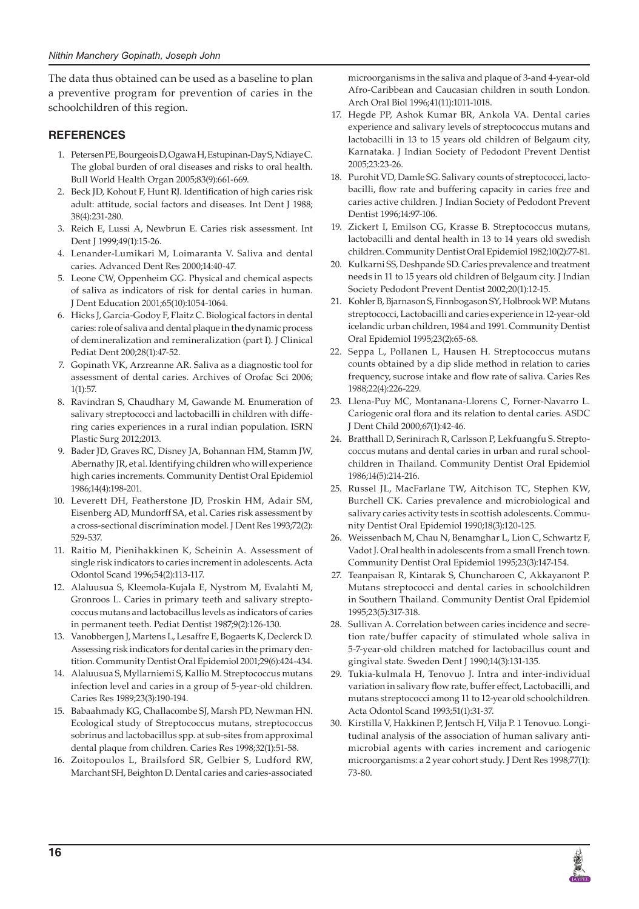The data thus obtained can be used as a baseline to plan a preventive program for prevention of caries in the schoolchildren of this region.

## REFERENCES

1. Petersen PE, Bourgeois D, Ogawa H, Estupinan-Day S, Ndiaye C. The global burden of oral diseases and risks to oral health. Bull World Health Organ 2005;83(9):661-669.
2. Beck JD, Kohout F, Hunt RJ. Identification of high caries risk adult: attitude, social factors and diseases. Int Dent J 1988; 38(4):231-280.
3. Reich E, Lussi A, Newbrun E. Caries risk assessment. Int Dent J 1999;49(1):15-26.
4. Lenander-Lumikari M, Loimaranta V. Saliva and dental caries. Advanced Dent Res 2000;14:40-47.
5. Leone CW, Oppenheim GG. Physical and chemical aspects of saliva as indicators of risk for dental caries in human. J Dent Education 2001;65(10):1054-1064.
6. Hicks J, Garcia-Godoy F, Flaitz C. Biological factors in dental caries: role of saliva and dental plaque in the dynamic process of demineralization and remineralization (part I). J Clinical Pediat Dent 200;28(1):47-52.
7. Gopinath VK, Arzreanne AR. Saliva as a diagnostic tool for assessment of dental caries. Archives of Orofac Sci 2006; 1(1):57.
8. Ravindran S, Chaudhary M, Gawande M. Enumeration of salivary streptococci and lactobacilli in children with differing caries experiences in a rural indian population. ISRN Plastic Surg 2012;2013.
9. Bader JD, Graves RC, Disney JA, Bohannan HM, Stamm JW, Abernathy JR, et al. Identifying children who will experience high caries increments. Community Dentist Oral Epidemiol 1986;14(4):198-201.
10. Leverett DH, Featherstone JD, Proskin HM, Adair SM, Eisenberg AD, Mundorff SA, et al. Caries risk assessment by a cross-sectional discrimination model. J Dent Res 1993;72(2): 529-537.
11. Raitio M, Pienihakkinen K, Scheinin A. Assessment of single risk indicators to caries increment in adolescents. Acta Odontol Scand 1996;54(2):113-117.
12. Alaluusua S, Kleemola-Kujala E, Nystrom M, Evalahti M, Gronroos L. Caries in primary teeth and salivary streptococcus mutans and lactobacillus levels as indicators of caries in permanent teeth. Pediat Dentist 1987;9(2):126-130.
13. Vanobbergen J, Martens L, Lesaffre E, Bogaerts K, Declerck D. Assessing risk indicators for dental caries in the primary dentition. Community Dentist Oral Epidemiol 2001;29(6):424-434.
14. Alaluusua S, Myllarniemi S, Kallio M. Streptococcus mutans infection level and caries in a group of 5-year-old children. Caries Res 1989;23(3):190-194.
15. Babaahmady KG, Challacombe SJ, Marsh PD, Newman HN. Ecological study of Streptococcus mutans, streptococcus sobrinus and lactobacillus spp. at sub-sites from approximal dental plaque from children. Caries Res 1998;32(1):51-58.
16. Zoitopoulos L, Brailsford SR, Gelbier S, Ludford RW, Marchant SH, Beighton D. Dental caries and caries-associated microorganisms in the saliva and plaque of 3-and 4-year-old Afro-Caribbean and Caucasian children in south London. Arch Oral Biol 1996;41(11):1011-1018.
17. Hegde PP, Ashok Kumar BR, Ankola VA. Dental caries experience and salivary levels of streptococcus mutans and lactobacilli in 13 to 15 years old children of Belgaum city, Karnataka. J Indian Society of Pedodont Prevent Dentist 2005;23:23-26.
18. Purohit VD, Damle SG. Salivary counts of streptococci, lactobacilli, flow rate and buffering capacity in caries free and caries active children. J Indian Society of Pedodont Prevent Dentist 1996;14:97-106.
19. Zickert I, Emilson CG, Krasse B. Streptococcus mutans, lactobacilli and dental health in 13 to 14 years old swedish children. Community Dentist Oral Epidemiol 1982;10(2):77-81.
20. Kulkarni SS, Deshpande SD. Caries prevalence and treatment needs in 11 to 15 years old children of Belgaum city. J Indian Society Pedodont Prevent Dentist 2002;20(1):12-15.
21. Kohler B, Bjarnason S, Finnbogason SY, Holbrook WP. Mutans streptococci, Lactobacilli and caries experience in 12-year-old icelandic urban children, 1984 and 1991. Community Dentist Oral Epidemiol 1995;23(2):65-68.
22. Seppa L, Pollanen L, Hausen H. Streptococcus mutans counts obtained by a dip slide method in relation to caries frequency, sucrose intake and flow rate of saliva. Caries Res 1988;22(4):226-229.
23. Llena-Puy MC, Montanana-Llorens C, Forner-Navarro L. Cariogenic oral flora and its relation to dental caries. ASDC J Dent Child 2000;67(1):42-46.
24. Bratthall D, Serinirach R, Carlsson P, Lekfuangfu S. Streptococcus mutans and dental caries in urban and rural schoolchildren in Thailand. Community Dentist Oral Epidemiol 1986;14(5):214-216.
25. Russel JL, MacFarlane TW, Aitchison TC, Stephen KW, Burchell CK. Caries prevalence and microbiological and salivary caries activity tests in scottish adolescents. Community Dentist Oral Epidemiol 1990;18(3):120-125.
26. Weissenbach M, Chau N, Benamghar L, Lion C, Schwartz F, Vadot J. Oral health in adolescents from a small French town. Community Dentist Oral Epidemiol 1995;23(3):147-154.
27. Teanpaisan R, Kintarak S, Chuncharoen C, Akkayanont P. Mutans streptococci and dental caries in schoolchildren in Southern Thailand. Community Dentist Oral Epidemiol 1995;23(5):317-318.
28. Sullivan A. Correlation between caries incidence and secretion rate/buffer capacity of stimulated whole saliva in 5-7-year-old children matched for lactobacillus count and gingival state. Sweden Dent J 1990;14(3):131-135.
29. Tukia-kulmala H, Tenovuo J. Intra and inter-individual variation in salivary flow rate, buffer effect, Lactobacilli, and mutans streptococci among 11 to 12-year old schoolchildren. Acta Odontol Scand 1993;51(1):31-37.
30. Kirstilla V, Hakkinen P, Jentsch H, Vilja P. 1 Tenovuo. Longitudinal analysis of the association of human salivary antimicrobial agents with caries increment and cariogenic microorganisms: a 2 year cohort study. J Dent Res 1998;77(1): 73-80.